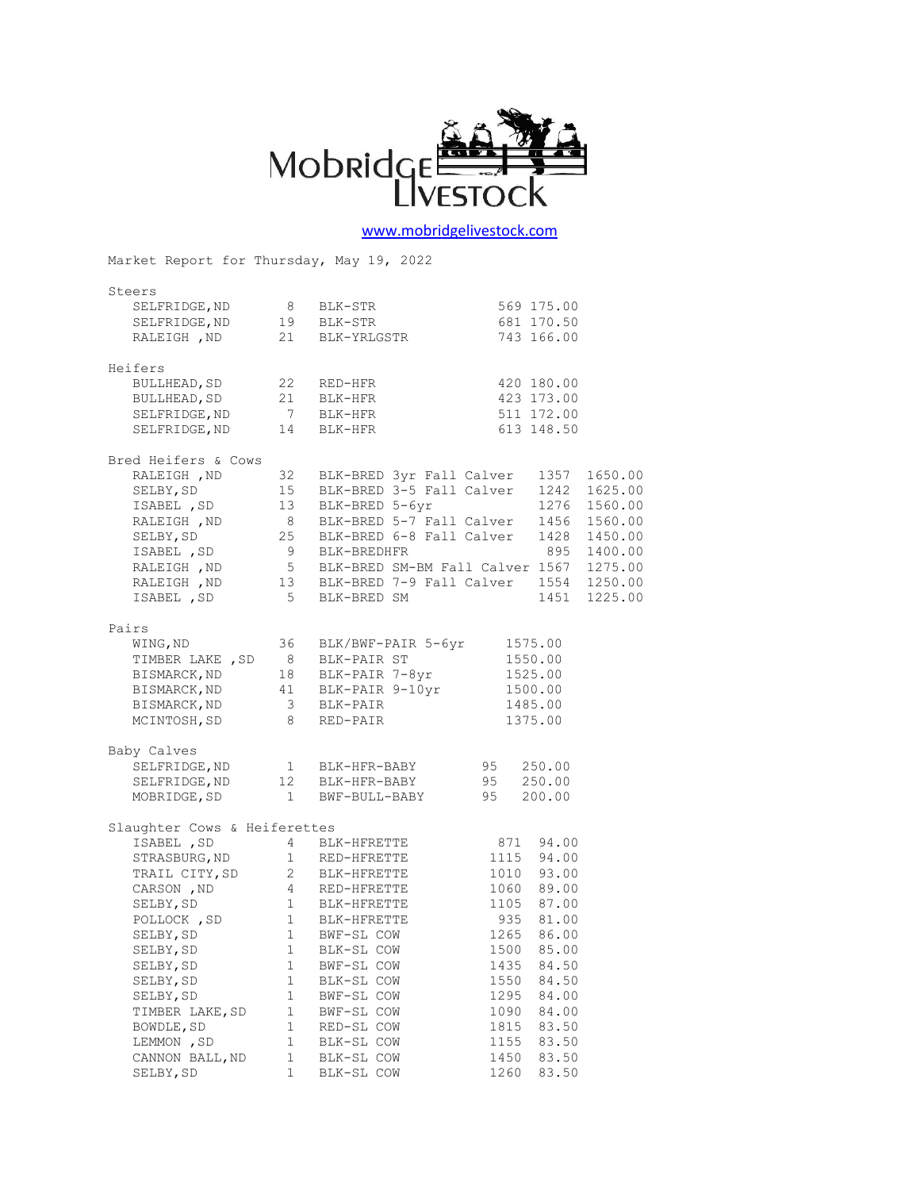# Mobridge Livestock

www.mobridgelivestock.com

Market Report for Thursday, May 19, 2022

## Steers

| Location | Head | Description | Weight | Price |
|---|---|---|---|---|
| SELFRIDGE,ND | 8 | BLK-STR | 569 | 175.00 |
| SELFRIDGE,ND | 19 | BLK-STR | 681 | 170.50 |
| RALEIGH ,ND | 21 | BLK-YRLGSTR | 743 | 166.00 |

## Heifers

| Location | Head | Description | Weight | Price |
|---|---|---|---|---|
| BULLHEAD,SD | 22 | RED-HFR | 420 | 180.00 |
| BULLHEAD,SD | 21 | BLK-HFR | 423 | 173.00 |
| SELFRIDGE,ND | 7 | BLK-HFR | 511 | 172.00 |
| SELFRIDGE,ND | 14 | BLK-HFR | 613 | 148.50 |

## Bred Heifers & Cows

| Location | Head | Description | Weight | Price |
|---|---|---|---|---|
| RALEIGH ,ND | 32 | BLK-BRED 3yr Fall Calver | 1357 | 1650.00 |
| SELBY,SD | 15 | BLK-BRED 3-5 Fall Calver | 1242 | 1625.00 |
| ISABEL ,SD | 13 | BLK-BRED 5-6yr | 1276 | 1560.00 |
| RALEIGH ,ND | 8 | BLK-BRED 5-7 Fall Calver | 1456 | 1560.00 |
| SELBY,SD | 25 | BLK-BRED 6-8 Fall Calver | 1428 | 1450.00 |
| ISABEL ,SD | 9 | BLK-BREDHFR | 895 | 1400.00 |
| RALEIGH ,ND | 5 | BLK-BRED SM-BM Fall Calver | 1567 | 1275.00 |
| RALEIGH ,ND | 13 | BLK-BRED 7-9 Fall Calver | 1554 | 1250.00 |
| ISABEL ,SD | 5 | BLK-BRED SM | 1451 | 1225.00 |

## Pairs

| Location | Head | Description | Price |
|---|---|---|---|
| WING,ND | 36 | BLK/BWF-PAIR 5-6yr | 1575.00 |
| TIMBER LAKE ,SD | 8 | BLK-PAIR ST | 1550.00 |
| BISMARCK,ND | 18 | BLK-PAIR 7-8yr | 1525.00 |
| BISMARCK,ND | 41 | BLK-PAIR 9-10yr | 1500.00 |
| BISMARCK,ND | 3 | BLK-PAIR | 1485.00 |
| MCINTOSH,SD | 8 | RED-PAIR | 1375.00 |

## Baby Calves

| Location | Head | Description | Weight | Price |
|---|---|---|---|---|
| SELFRIDGE,ND | 1 | BLK-HFR-BABY | 95 | 250.00 |
| SELFRIDGE,ND | 12 | BLK-HFR-BABY | 95 | 250.00 |
| MOBRIDGE,SD | 1 | BWF-BULL-BABY | 95 | 200.00 |

## Slaughter Cows & Heiferettes

| Location | Head | Description | Weight | Price |
|---|---|---|---|---|
| ISABEL ,SD | 4 | BLK-HFRETTE | 871 | 94.00 |
| STRASBURG,ND | 1 | RED-HFRETTE | 1115 | 94.00 |
| TRAIL CITY,SD | 2 | BLK-HFRETTE | 1010 | 93.00 |
| CARSON ,ND | 4 | RED-HFRETTE | 1060 | 89.00 |
| SELBY,SD | 1 | BLK-HFRETTE | 1105 | 87.00 |
| POLLOCK ,SD | 1 | BLK-HFRETTE | 935 | 81.00 |
| SELBY,SD | 1 | BWF-SL COW | 1265 | 86.00 |
| SELBY,SD | 1 | BLK-SL COW | 1500 | 85.00 |
| SELBY,SD | 1 | BWF-SL COW | 1435 | 84.50 |
| SELBY,SD | 1 | BLK-SL COW | 1550 | 84.50 |
| SELBY,SD | 1 | BWF-SL COW | 1295 | 84.00 |
| TIMBER LAKE,SD | 1 | BWF-SL COW | 1090 | 84.00 |
| BOWDLE,SD | 1 | RED-SL COW | 1815 | 83.50 |
| LEMMON ,SD | 1 | BLK-SL COW | 1155 | 83.50 |
| CANNON BALL,ND | 1 | BLK-SL COW | 1450 | 83.50 |
| SELBY,SD | 1 | BLK-SL COW | 1260 | 83.50 |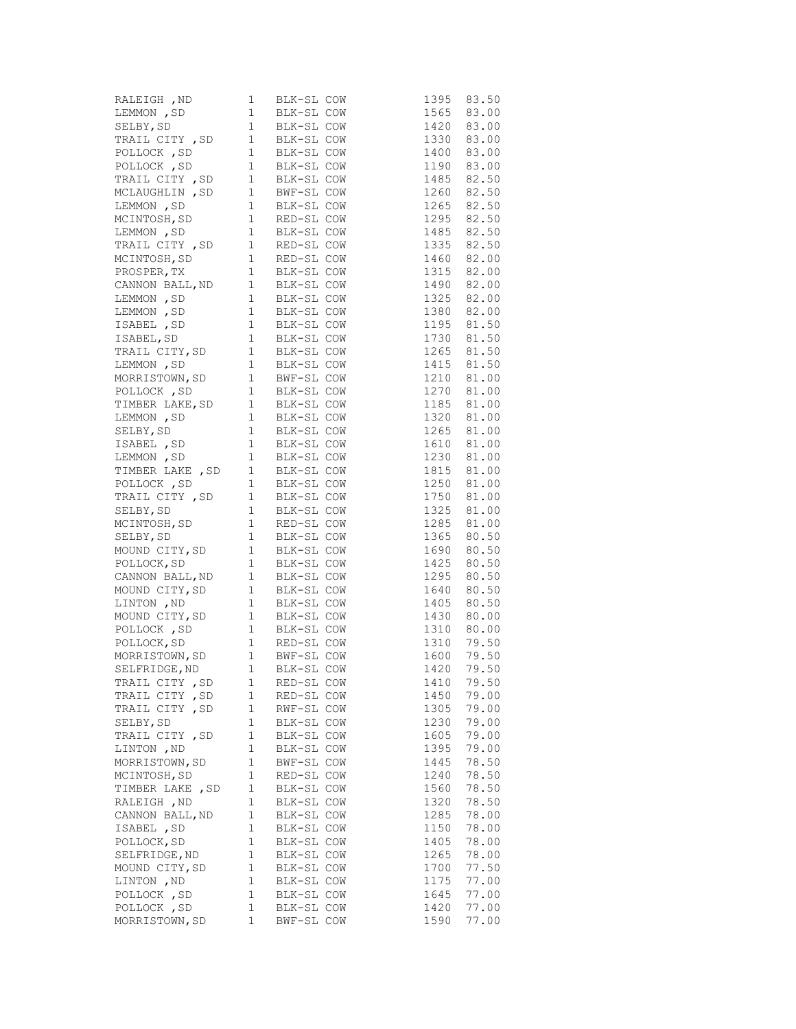| | | | | |
|---|---|---|---|---|
| RALEIGH ,ND | 1 | BLK-SL COW | 1395 | 83.50 |
| LEMMON ,SD | 1 | BLK-SL COW | 1565 | 83.00 |
| SELBY,SD | 1 | BLK-SL COW | 1420 | 83.00 |
| TRAIL CITY ,SD | 1 | BLK-SL COW | 1330 | 83.00 |
| POLLOCK ,SD | 1 | BLK-SL COW | 1400 | 83.00 |
| POLLOCK ,SD | 1 | BLK-SL COW | 1190 | 83.00 |
| TRAIL CITY ,SD | 1 | BLK-SL COW | 1485 | 82.50 |
| MCLAUGHLIN ,SD | 1 | BWF-SL COW | 1260 | 82.50 |
| LEMMON ,SD | 1 | BLK-SL COW | 1265 | 82.50 |
| MCINTOSH,SD | 1 | RED-SL COW | 1295 | 82.50 |
| LEMMON ,SD | 1 | BLK-SL COW | 1485 | 82.50 |
| TRAIL CITY ,SD | 1 | RED-SL COW | 1335 | 82.50 |
| MCINTOSH,SD | 1 | RED-SL COW | 1460 | 82.00 |
| PROSPER,TX | 1 | BLK-SL COW | 1315 | 82.00 |
| CANNON BALL,ND | 1 | BLK-SL COW | 1490 | 82.00 |
| LEMMON ,SD | 1 | BLK-SL COW | 1325 | 82.00 |
| LEMMON ,SD | 1 | BLK-SL COW | 1380 | 82.00 |
| ISABEL ,SD | 1 | BLK-SL COW | 1195 | 81.50 |
| ISABEL,SD | 1 | BLK-SL COW | 1730 | 81.50 |
| TRAIL CITY,SD | 1 | BLK-SL COW | 1265 | 81.50 |
| LEMMON ,SD | 1 | BLK-SL COW | 1415 | 81.50 |
| MORRISTOWN,SD | 1 | BWF-SL COW | 1210 | 81.00 |
| POLLOCK ,SD | 1 | BLK-SL COW | 1270 | 81.00 |
| TIMBER LAKE,SD | 1 | BLK-SL COW | 1185 | 81.00 |
| LEMMON ,SD | 1 | BLK-SL COW | 1320 | 81.00 |
| SELBY,SD | 1 | BLK-SL COW | 1265 | 81.00 |
| ISABEL ,SD | 1 | BLK-SL COW | 1610 | 81.00 |
| LEMMON ,SD | 1 | BLK-SL COW | 1230 | 81.00 |
| TIMBER LAKE ,SD | 1 | BLK-SL COW | 1815 | 81.00 |
| POLLOCK ,SD | 1 | BLK-SL COW | 1250 | 81.00 |
| TRAIL CITY ,SD | 1 | BLK-SL COW | 1750 | 81.00 |
| SELBY,SD | 1 | BLK-SL COW | 1325 | 81.00 |
| MCINTOSH,SD | 1 | RED-SL COW | 1285 | 81.00 |
| SELBY,SD | 1 | BLK-SL COW | 1365 | 80.50 |
| MOUND CITY,SD | 1 | BLK-SL COW | 1690 | 80.50 |
| POLLOCK,SD | 1 | BLK-SL COW | 1425 | 80.50 |
| CANNON BALL,ND | 1 | BLK-SL COW | 1295 | 80.50 |
| MOUND CITY,SD | 1 | BLK-SL COW | 1640 | 80.50 |
| LINTON ,ND | 1 | BLK-SL COW | 1405 | 80.50 |
| MOUND CITY,SD | 1 | BLK-SL COW | 1430 | 80.00 |
| POLLOCK ,SD | 1 | BLK-SL COW | 1310 | 80.00 |
| POLLOCK,SD | 1 | RED-SL COW | 1310 | 79.50 |
| MORRISTOWN,SD | 1 | BWF-SL COW | 1600 | 79.50 |
| SELFRIDGE,ND | 1 | BLK-SL COW | 1420 | 79.50 |
| TRAIL CITY ,SD | 1 | RED-SL COW | 1410 | 79.50 |
| TRAIL CITY ,SD | 1 | RED-SL COW | 1450 | 79.00 |
| TRAIL CITY ,SD | 1 | RWF-SL COW | 1305 | 79.00 |
| SELBY,SD | 1 | BLK-SL COW | 1230 | 79.00 |
| TRAIL CITY ,SD | 1 | BLK-SL COW | 1605 | 79.00 |
| LINTON ,ND | 1 | BLK-SL COW | 1395 | 79.00 |
| MORRISTOWN,SD | 1 | BWF-SL COW | 1445 | 78.50 |
| MCINTOSH,SD | 1 | RED-SL COW | 1240 | 78.50 |
| TIMBER LAKE ,SD | 1 | BLK-SL COW | 1560 | 78.50 |
| RALEIGH ,ND | 1 | BLK-SL COW | 1320 | 78.50 |
| CANNON BALL,ND | 1 | BLK-SL COW | 1285 | 78.00 |
| ISABEL ,SD | 1 | BLK-SL COW | 1150 | 78.00 |
| POLLOCK,SD | 1 | BLK-SL COW | 1405 | 78.00 |
| SELFRIDGE,ND | 1 | BLK-SL COW | 1265 | 78.00 |
| MOUND CITY,SD | 1 | BLK-SL COW | 1700 | 77.50 |
| LINTON ,ND | 1 | BLK-SL COW | 1175 | 77.00 |
| POLLOCK ,SD | 1 | BLK-SL COW | 1645 | 77.00 |
| POLLOCK ,SD | 1 | BLK-SL COW | 1420 | 77.00 |
| MORRISTOWN,SD | 1 | BWF-SL COW | 1590 | 77.00 |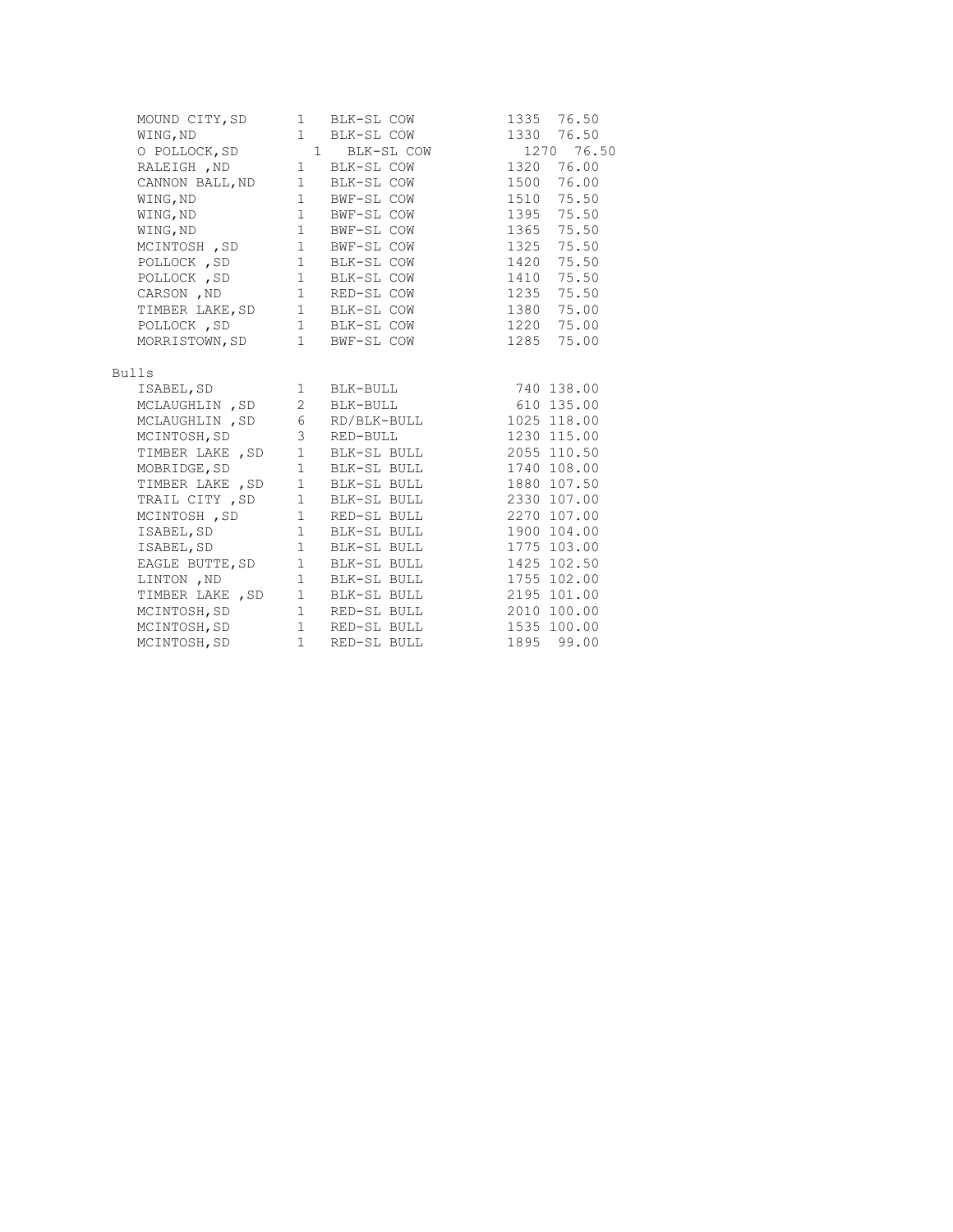| | | | | |
|---|---|---|---|---|
| MOUND CITY,SD | 1 | BLK-SL COW | 1335 | 76.50 |
| WING,ND | 1 | BLK-SL COW | 1330 | 76.50 |
| O POLLOCK,SD | 1 | BLK-SL COW | 1270 | 76.50 |
| RALEIGH ,ND | 1 | BLK-SL COW | 1320 | 76.00 |
| CANNON BALL,ND | 1 | BLK-SL COW | 1500 | 76.00 |
| WING,ND | 1 | BWF-SL COW | 1510 | 75.50 |
| WING,ND | 1 | BWF-SL COW | 1395 | 75.50 |
| WING,ND | 1 | BWF-SL COW | 1365 | 75.50 |
| MCINTOSH ,SD | 1 | BWF-SL COW | 1325 | 75.50 |
| POLLOCK ,SD | 1 | BLK-SL COW | 1420 | 75.50 |
| POLLOCK ,SD | 1 | BLK-SL COW | 1410 | 75.50 |
| CARSON ,ND | 1 | RED-SL COW | 1235 | 75.50 |
| TIMBER LAKE,SD | 1 | BLK-SL COW | 1380 | 75.00 |
| POLLOCK ,SD | 1 | BLK-SL COW | 1220 | 75.00 |
| MORRISTOWN,SD | 1 | BWF-SL COW | 1285 | 75.00 |

Bulls

| | | | | |
|---|---|---|---|---|
| ISABEL,SD | 1 | BLK-BULL | 740 | 138.00 |
| MCLAUGHLIN ,SD | 2 | BLK-BULL | 610 | 135.00 |
| MCLAUGHLIN ,SD | 6 | RD/BLK-BULL | 1025 | 118.00 |
| MCINTOSH,SD | 3 | RED-BULL | 1230 | 115.00 |
| TIMBER LAKE ,SD | 1 | BLK-SL BULL | 2055 | 110.50 |
| MOBRIDGE,SD | 1 | BLK-SL BULL | 1740 | 108.00 |
| TIMBER LAKE ,SD | 1 | BLK-SL BULL | 1880 | 107.50 |
| TRAIL CITY ,SD | 1 | BLK-SL BULL | 2330 | 107.00 |
| MCINTOSH ,SD | 1 | RED-SL BULL | 2270 | 107.00 |
| ISABEL,SD | 1 | BLK-SL BULL | 1900 | 104.00 |
| ISABEL,SD | 1 | BLK-SL BULL | 1775 | 103.00 |
| EAGLE BUTTE,SD | 1 | BLK-SL BULL | 1425 | 102.50 |
| LINTON ,ND | 1 | BLK-SL BULL | 1755 | 102.00 |
| TIMBER LAKE ,SD | 1 | BLK-SL BULL | 2195 | 101.00 |
| MCINTOSH,SD | 1 | RED-SL BULL | 2010 | 100.00 |
| MCINTOSH,SD | 1 | RED-SL BULL | 1535 | 100.00 |
| MCINTOSH,SD | 1 | RED-SL BULL | 1895 | 99.00 |